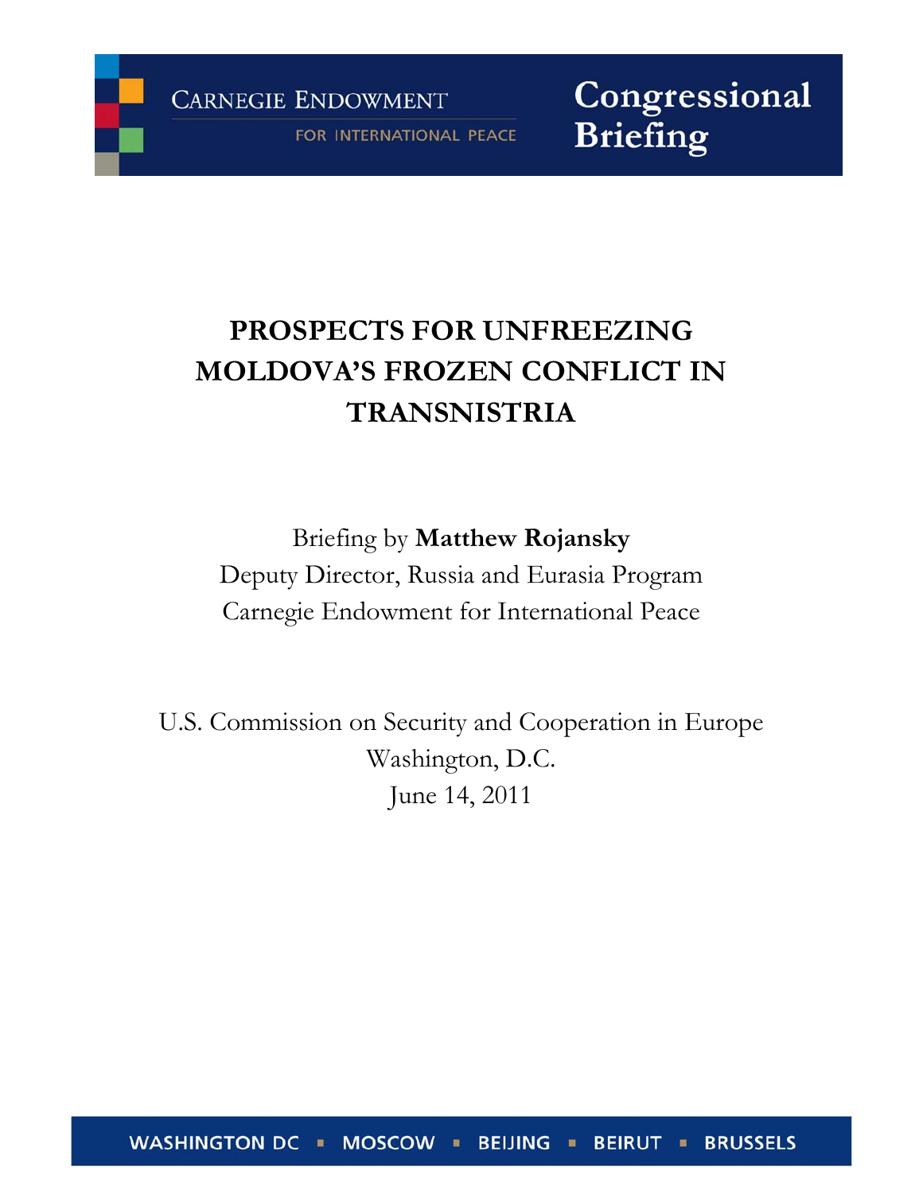Carnegie Endowment for International Peace

Congressional Briefing

# PROSPECTS FOR UNFREEZING MOLDOVA'S FROZEN CONFLICT IN TRANSNISTRIA

Briefing by **Matthew Rojansky**
Deputy Director, Russia and Eurasia Program
Carnegie Endowment for International Peace

U.S. Commission on Security and Cooperation in Europe
Washington, D.C.
June 14, 2011

WASHINGTON DC ▪ MOSCOW ▪ BEIJING ▪ BEIRUT ▪ BRUSSELS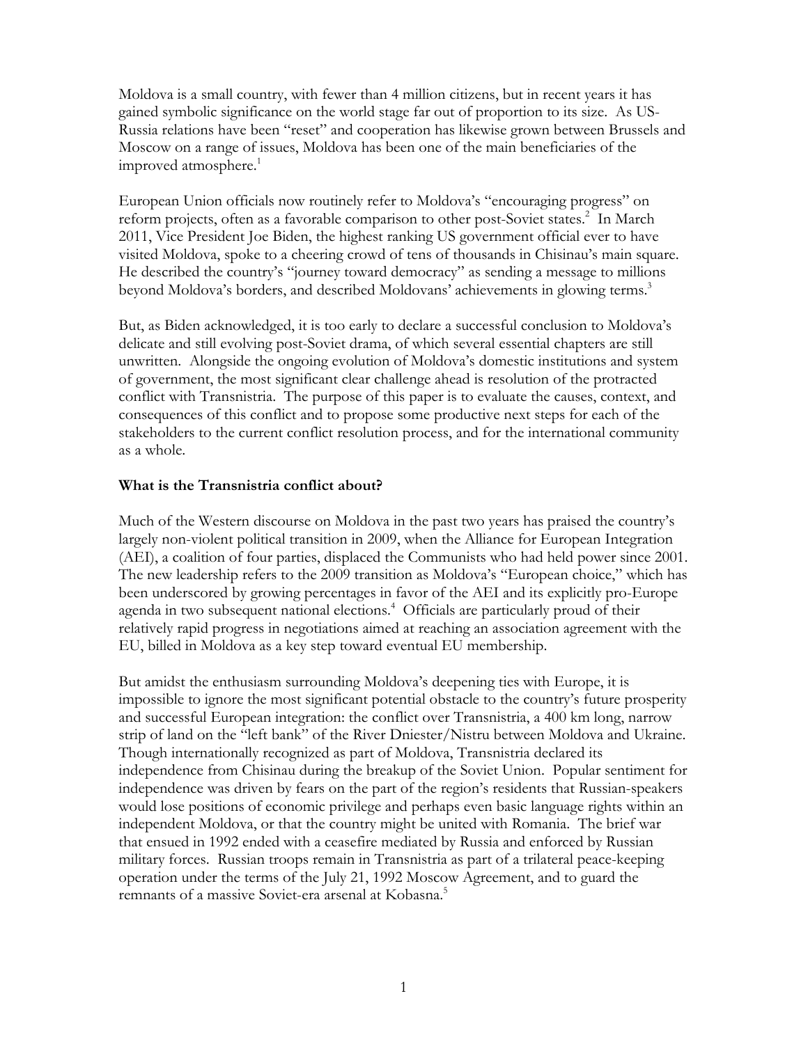Moldova is a small country, with fewer than 4 million citizens, but in recent years it has gained symbolic significance on the world stage far out of proportion to its size. As US-Russia relations have been "reset" and cooperation has likewise grown between Brussels and Moscow on a range of issues, Moldova has been one of the main beneficiaries of the improved atmosphere.[1]

European Union officials now routinely refer to Moldova's "encouraging progress" on reform projects, often as a favorable comparison to other post-Soviet states.[2] In March 2011, Vice President Joe Biden, the highest ranking US government official ever to have visited Moldova, spoke to a cheering crowd of tens of thousands in Chisinau's main square. He described the country's "journey toward democracy" as sending a message to millions beyond Moldova's borders, and described Moldovans' achievements in glowing terms.[3]

But, as Biden acknowledged, it is too early to declare a successful conclusion to Moldova's delicate and still evolving post-Soviet drama, of which several essential chapters are still unwritten. Alongside the ongoing evolution of Moldova's domestic institutions and system of government, the most significant clear challenge ahead is resolution of the protracted conflict with Transnistria. The purpose of this paper is to evaluate the causes, context, and consequences of this conflict and to propose some productive next steps for each of the stakeholders to the current conflict resolution process, and for the international community as a whole.

**What is the Transnistria conflict about?**

Much of the Western discourse on Moldova in the past two years has praised the country's largely non-violent political transition in 2009, when the Alliance for European Integration (AEI), a coalition of four parties, displaced the Communists who had held power since 2001. The new leadership refers to the 2009 transition as Moldova's "European choice," which has been underscored by growing percentages in favor of the AEI and its explicitly pro-Europe agenda in two subsequent national elections.[4] Officials are particularly proud of their relatively rapid progress in negotiations aimed at reaching an association agreement with the EU, billed in Moldova as a key step toward eventual EU membership.

But amidst the enthusiasm surrounding Moldova's deepening ties with Europe, it is impossible to ignore the most significant potential obstacle to the country's future prosperity and successful European integration: the conflict over Transnistria, a 400 km long, narrow strip of land on the "left bank" of the River Dniester/Nistru between Moldova and Ukraine. Though internationally recognized as part of Moldova, Transnistria declared its independence from Chisinau during the breakup of the Soviet Union. Popular sentiment for independence was driven by fears on the part of the region's residents that Russian-speakers would lose positions of economic privilege and perhaps even basic language rights within an independent Moldova, or that the country might be united with Romania. The brief war that ensued in 1992 ended with a ceasefire mediated by Russia and enforced by Russian military forces. Russian troops remain in Transnistria as part of a trilateral peace-keeping operation under the terms of the July 21, 1992 Moscow Agreement, and to guard the remnants of a massive Soviet-era arsenal at Kobasna.[5]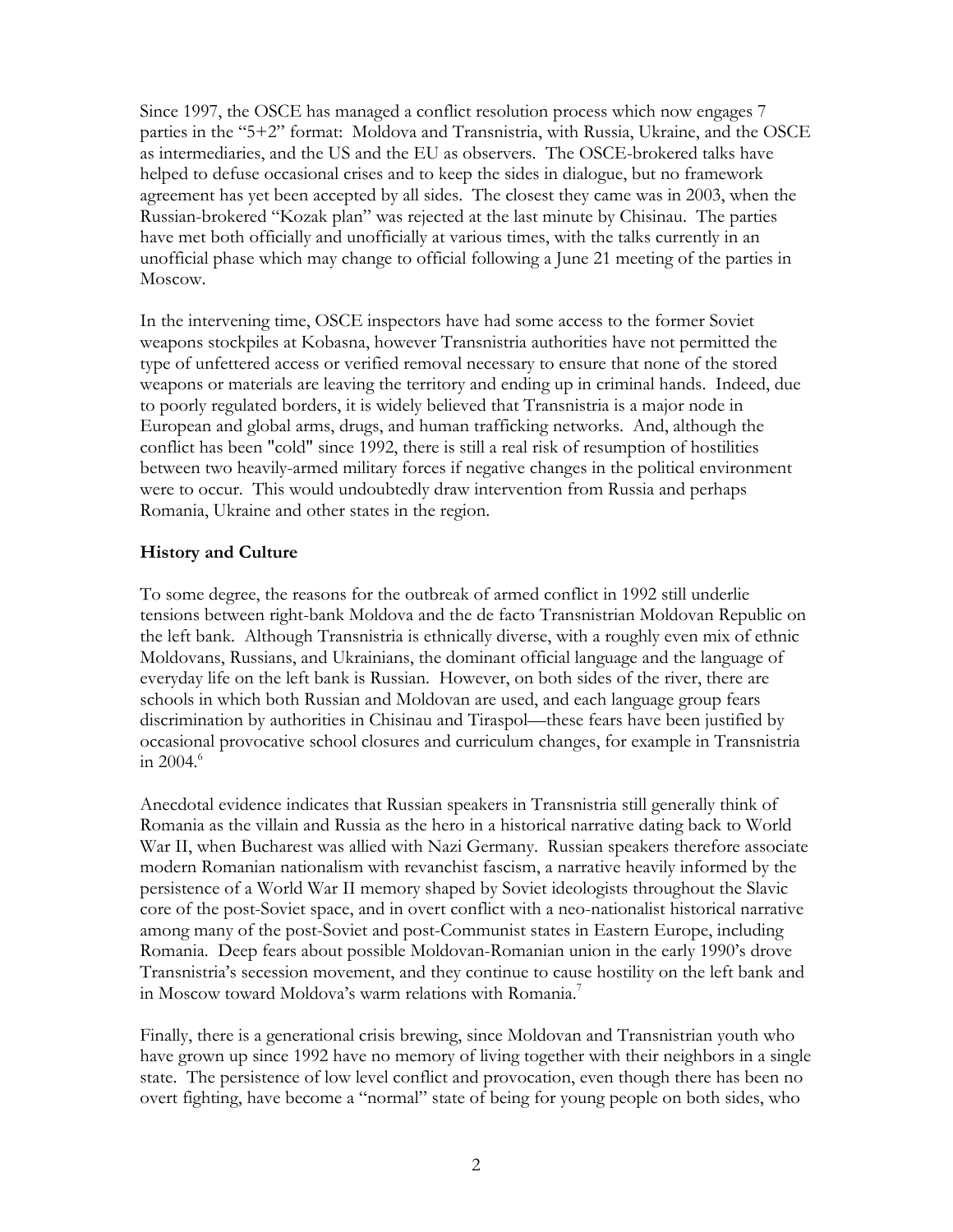Since 1997, the OSCE has managed a conflict resolution process which now engages 7 parties in the "5+2" format: Moldova and Transnistria, with Russia, Ukraine, and the OSCE as intermediaries, and the US and the EU as observers. The OSCE-brokered talks have helped to defuse occasional crises and to keep the sides in dialogue, but no framework agreement has yet been accepted by all sides. The closest they came was in 2003, when the Russian-brokered "Kozak plan" was rejected at the last minute by Chisinau. The parties have met both officially and unofficially at various times, with the talks currently in an unofficial phase which may change to official following a June 21 meeting of the parties in Moscow.

In the intervening time, OSCE inspectors have had some access to the former Soviet weapons stockpiles at Kobasna, however Transnistria authorities have not permitted the type of unfettered access or verified removal necessary to ensure that none of the stored weapons or materials are leaving the territory and ending up in criminal hands. Indeed, due to poorly regulated borders, it is widely believed that Transnistria is a major node in European and global arms, drugs, and human trafficking networks. And, although the conflict has been "cold" since 1992, there is still a real risk of resumption of hostilities between two heavily-armed military forces if negative changes in the political environment were to occur. This would undoubtedly draw intervention from Russia and perhaps Romania, Ukraine and other states in the region.

**History and Culture**

To some degree, the reasons for the outbreak of armed conflict in 1992 still underlie tensions between right-bank Moldova and the de facto Transnistrian Moldovan Republic on the left bank. Although Transnistria is ethnically diverse, with a roughly even mix of ethnic Moldovans, Russians, and Ukrainians, the dominant official language and the language of everyday life on the left bank is Russian. However, on both sides of the river, there are schools in which both Russian and Moldovan are used, and each language group fears discrimination by authorities in Chisinau and Tiraspol—these fears have been justified by occasional provocative school closures and curriculum changes, for example in Transnistria in 2004.[6]

Anecdotal evidence indicates that Russian speakers in Transnistria still generally think of Romania as the villain and Russia as the hero in a historical narrative dating back to World War II, when Bucharest was allied with Nazi Germany. Russian speakers therefore associate modern Romanian nationalism with revanchist fascism, a narrative heavily informed by the persistence of a World War II memory shaped by Soviet ideologists throughout the Slavic core of the post-Soviet space, and in overt conflict with a neo-nationalist historical narrative among many of the post-Soviet and post-Communist states in Eastern Europe, including Romania. Deep fears about possible Moldovan-Romanian union in the early 1990's drove Transnistria's secession movement, and they continue to cause hostility on the left bank and in Moscow toward Moldova's warm relations with Romania.[7]

Finally, there is a generational crisis brewing, since Moldovan and Transnistrian youth who have grown up since 1992 have no memory of living together with their neighbors in a single state. The persistence of low level conflict and provocation, even though there has been no overt fighting, have become a "normal" state of being for young people on both sides, who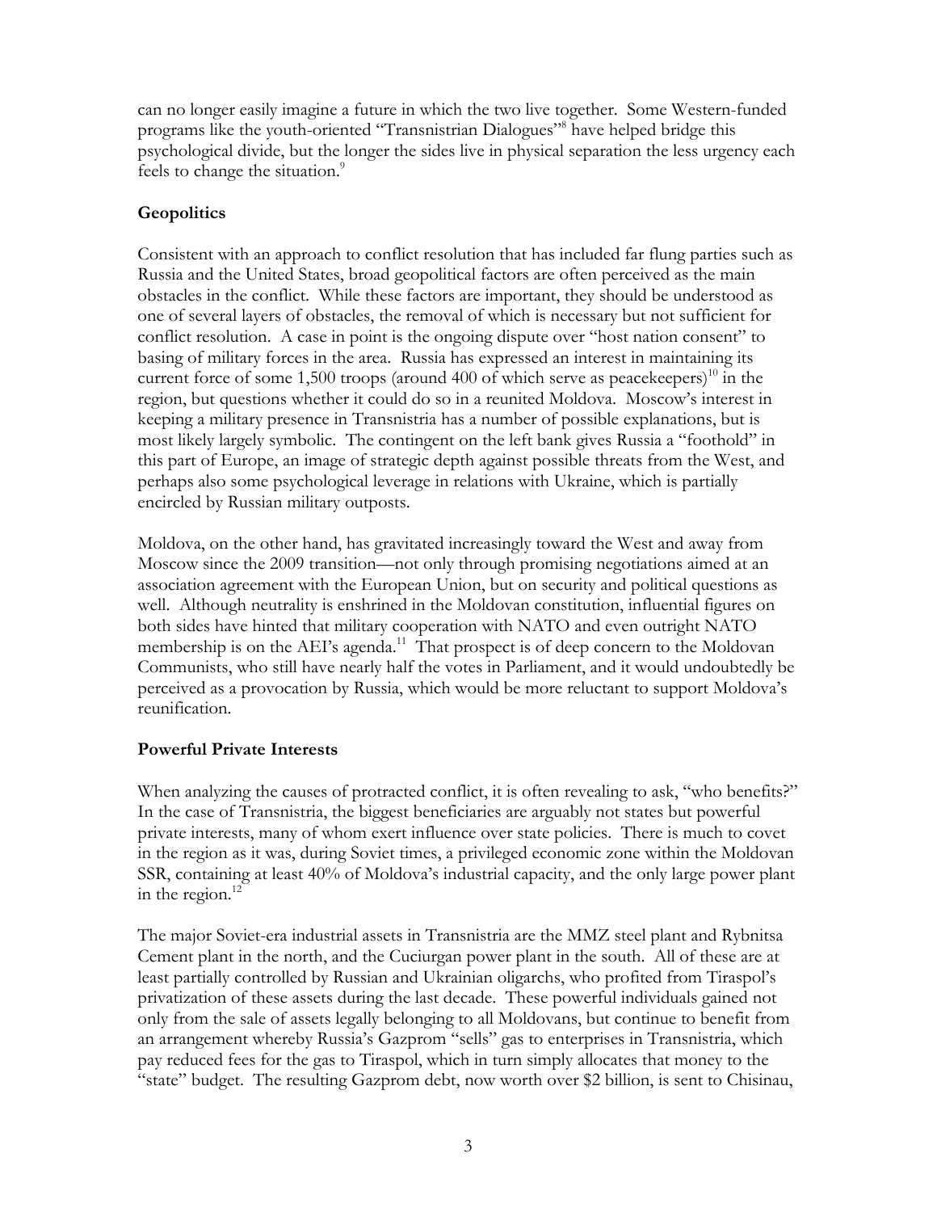can no longer easily imagine a future in which the two live together. Some Western-funded programs like the youth-oriented "Transnistrian Dialogues"[8] have helped bridge this psychological divide, but the longer the sides live in physical separation the less urgency each feels to change the situation.[9]

## Geopolitics

Consistent with an approach to conflict resolution that has included far flung parties such as Russia and the United States, broad geopolitical factors are often perceived as the main obstacles in the conflict. While these factors are important, they should be understood as one of several layers of obstacles, the removal of which is necessary but not sufficient for conflict resolution. A case in point is the ongoing dispute over "host nation consent" to basing of military forces in the area. Russia has expressed an interest in maintaining its current force of some 1,500 troops (around 400 of which serve as peacekeepers)[10] in the region, but questions whether it could do so in a reunited Moldova. Moscow's interest in keeping a military presence in Transnistria has a number of possible explanations, but is most likely largely symbolic. The contingent on the left bank gives Russia a "foothold" in this part of Europe, an image of strategic depth against possible threats from the West, and perhaps also some psychological leverage in relations with Ukraine, which is partially encircled by Russian military outposts.

Moldova, on the other hand, has gravitated increasingly toward the West and away from Moscow since the 2009 transition—not only through promising negotiations aimed at an association agreement with the European Union, but on security and political questions as well. Although neutrality is enshrined in the Moldovan constitution, influential figures on both sides have hinted that military cooperation with NATO and even outright NATO membership is on the AEI's agenda.[11] That prospect is of deep concern to the Moldovan Communists, who still have nearly half the votes in Parliament, and it would undoubtedly be perceived as a provocation by Russia, which would be more reluctant to support Moldova's reunification.

## Powerful Private Interests

When analyzing the causes of protracted conflict, it is often revealing to ask, "who benefits?" In the case of Transnistria, the biggest beneficiaries are arguably not states but powerful private interests, many of whom exert influence over state policies. There is much to covet in the region as it was, during Soviet times, a privileged economic zone within the Moldovan SSR, containing at least 40% of Moldova's industrial capacity, and the only large power plant in the region.[12]

The major Soviet-era industrial assets in Transnistria are the MMZ steel plant and Rybnitsa Cement plant in the north, and the Cuciurgan power plant in the south. All of these are at least partially controlled by Russian and Ukrainian oligarchs, who profited from Tiraspol's privatization of these assets during the last decade. These powerful individuals gained not only from the sale of assets legally belonging to all Moldovans, but continue to benefit from an arrangement whereby Russia's Gazprom "sells" gas to enterprises in Transnistria, which pay reduced fees for the gas to Tiraspol, which in turn simply allocates that money to the "state" budget. The resulting Gazprom debt, now worth over $2 billion, is sent to Chisinau,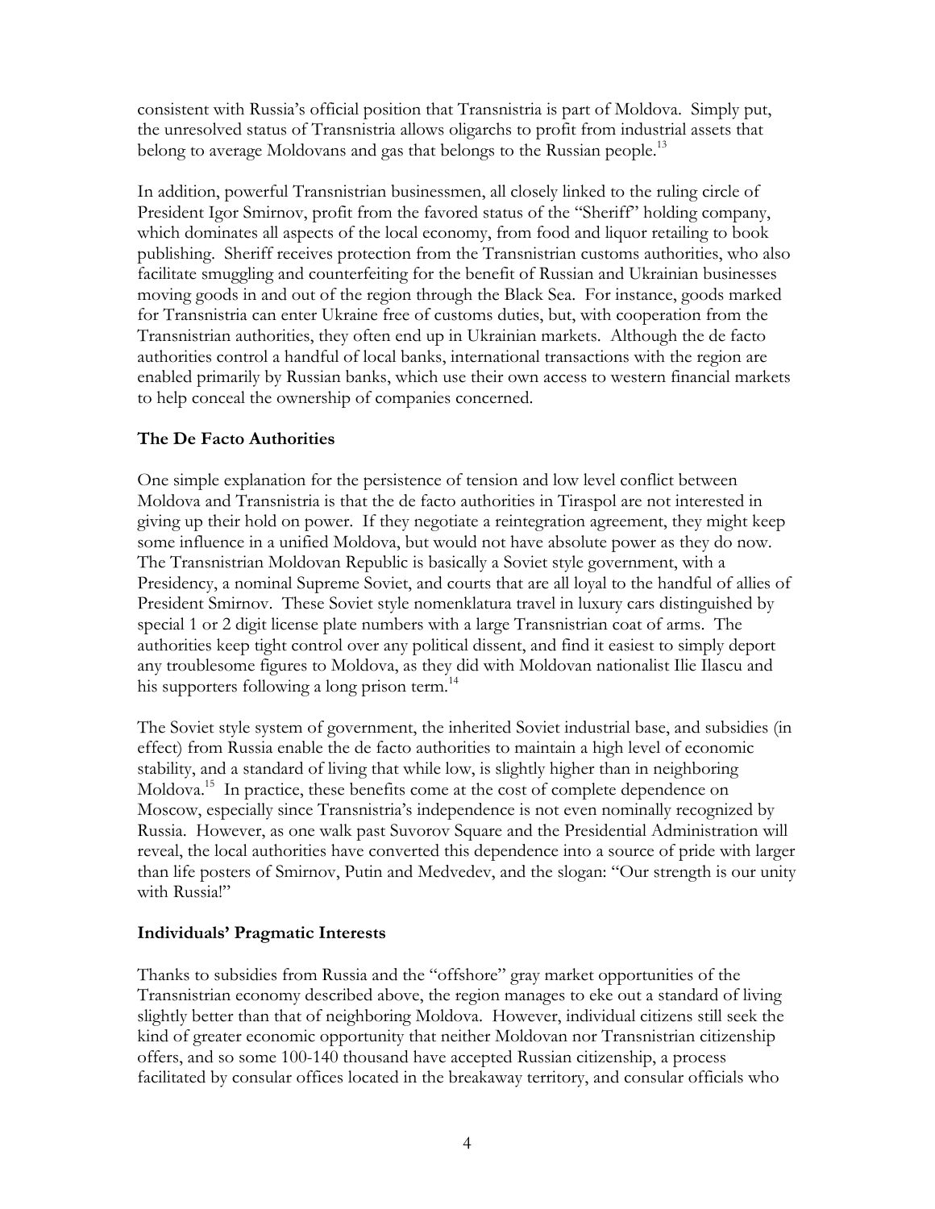consistent with Russia's official position that Transnistria is part of Moldova. Simply put, the unresolved status of Transnistria allows oligarchs to profit from industrial assets that belong to average Moldovans and gas that belongs to the Russian people.[13]

In addition, powerful Transnistrian businessmen, all closely linked to the ruling circle of President Igor Smirnov, profit from the favored status of the "Sheriff" holding company, which dominates all aspects of the local economy, from food and liquor retailing to book publishing. Sheriff receives protection from the Transnistrian customs authorities, who also facilitate smuggling and counterfeiting for the benefit of Russian and Ukrainian businesses moving goods in and out of the region through the Black Sea. For instance, goods marked for Transnistria can enter Ukraine free of customs duties, but, with cooperation from the Transnistrian authorities, they often end up in Ukrainian markets. Although the de facto authorities control a handful of local banks, international transactions with the region are enabled primarily by Russian banks, which use their own access to western financial markets to help conceal the ownership of companies concerned.

**The De Facto Authorities**

One simple explanation for the persistence of tension and low level conflict between Moldova and Transnistria is that the de facto authorities in Tiraspol are not interested in giving up their hold on power. If they negotiate a reintegration agreement, they might keep some influence in a unified Moldova, but would not have absolute power as they do now. The Transnistrian Moldovan Republic is basically a Soviet style government, with a Presidency, a nominal Supreme Soviet, and courts that are all loyal to the handful of allies of President Smirnov. These Soviet style nomenklatura travel in luxury cars distinguished by special 1 or 2 digit license plate numbers with a large Transnistrian coat of arms. The authorities keep tight control over any political dissent, and find it easiest to simply deport any troublesome figures to Moldova, as they did with Moldovan nationalist Ilie Ilascu and his supporters following a long prison term.[14]

The Soviet style system of government, the inherited Soviet industrial base, and subsidies (in effect) from Russia enable the de facto authorities to maintain a high level of economic stability, and a standard of living that while low, is slightly higher than in neighboring Moldova.[15] In practice, these benefits come at the cost of complete dependence on Moscow, especially since Transnistria's independence is not even nominally recognized by Russia. However, as one walk past Suvorov Square and the Presidential Administration will reveal, the local authorities have converted this dependence into a source of pride with larger than life posters of Smirnov, Putin and Medvedev, and the slogan: "Our strength is our unity with Russia!"

**Individuals' Pragmatic Interests**

Thanks to subsidies from Russia and the "offshore" gray market opportunities of the Transnistrian economy described above, the region manages to eke out a standard of living slightly better than that of neighboring Moldova. However, individual citizens still seek the kind of greater economic opportunity that neither Moldovan nor Transnistrian citizenship offers, and so some 100-140 thousand have accepted Russian citizenship, a process facilitated by consular offices located in the breakaway territory, and consular officials who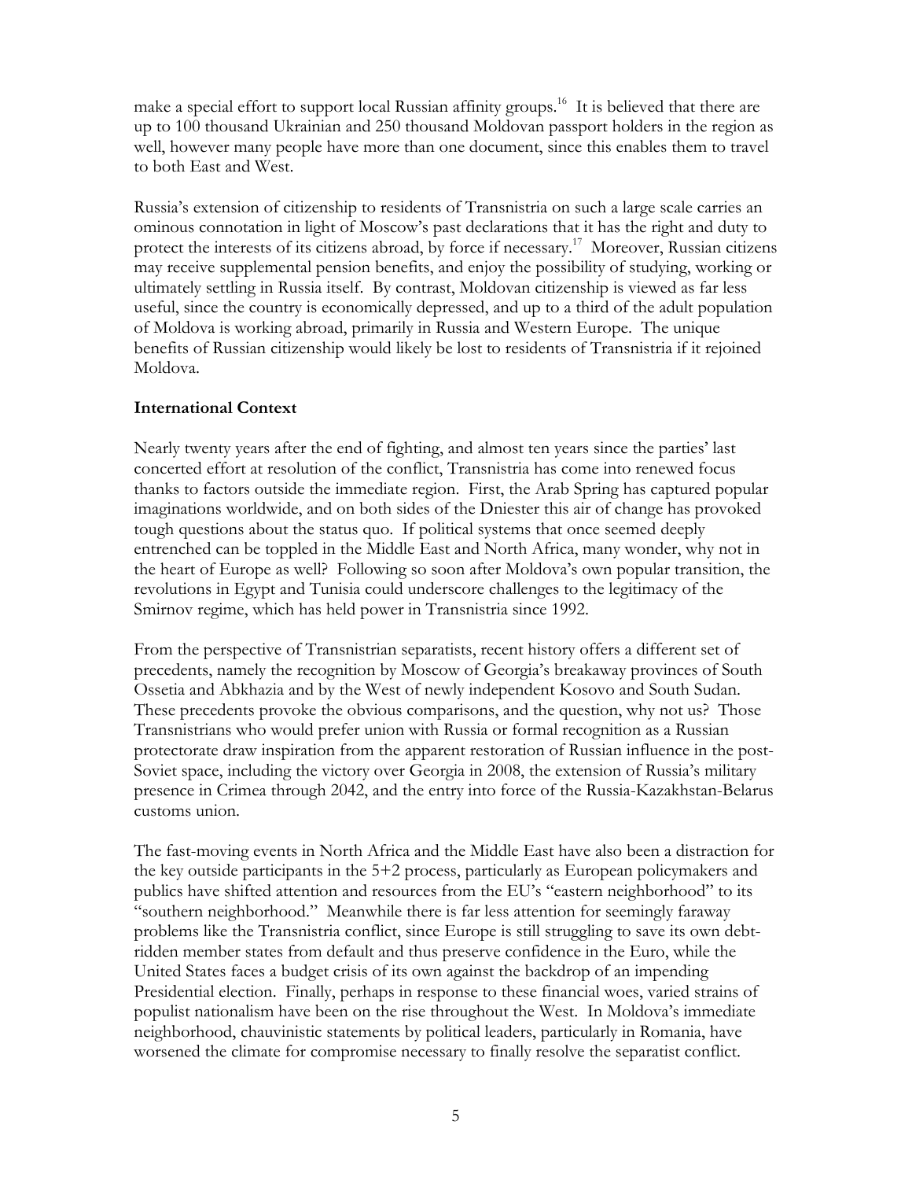make a special effort to support local Russian affinity groups.[16] It is believed that there are up to 100 thousand Ukrainian and 250 thousand Moldovan passport holders in the region as well, however many people have more than one document, since this enables them to travel to both East and West.

Russia's extension of citizenship to residents of Transnistria on such a large scale carries an ominous connotation in light of Moscow's past declarations that it has the right and duty to protect the interests of its citizens abroad, by force if necessary.[17] Moreover, Russian citizens may receive supplemental pension benefits, and enjoy the possibility of studying, working or ultimately settling in Russia itself. By contrast, Moldovan citizenship is viewed as far less useful, since the country is economically depressed, and up to a third of the adult population of Moldova is working abroad, primarily in Russia and Western Europe. The unique benefits of Russian citizenship would likely be lost to residents of Transnistria if it rejoined Moldova.

**International Context**

Nearly twenty years after the end of fighting, and almost ten years since the parties' last concerted effort at resolution of the conflict, Transnistria has come into renewed focus thanks to factors outside the immediate region. First, the Arab Spring has captured popular imaginations worldwide, and on both sides of the Dniester this air of change has provoked tough questions about the status quo. If political systems that once seemed deeply entrenched can be toppled in the Middle East and North Africa, many wonder, why not in the heart of Europe as well? Following so soon after Moldova's own popular transition, the revolutions in Egypt and Tunisia could underscore challenges to the legitimacy of the Smirnov regime, which has held power in Transnistria since 1992.

From the perspective of Transnistrian separatists, recent history offers a different set of precedents, namely the recognition by Moscow of Georgia's breakaway provinces of South Ossetia and Abkhazia and by the West of newly independent Kosovo and South Sudan. These precedents provoke the obvious comparisons, and the question, why not us? Those Transnistrians who would prefer union with Russia or formal recognition as a Russian protectorate draw inspiration from the apparent restoration of Russian influence in the post-Soviet space, including the victory over Georgia in 2008, the extension of Russia's military presence in Crimea through 2042, and the entry into force of the Russia-Kazakhstan-Belarus customs union.

The fast-moving events in North Africa and the Middle East have also been a distraction for the key outside participants in the 5+2 process, particularly as European policymakers and publics have shifted attention and resources from the EU's "eastern neighborhood" to its "southern neighborhood." Meanwhile there is far less attention for seemingly faraway problems like the Transnistria conflict, since Europe is still struggling to save its own debt-ridden member states from default and thus preserve confidence in the Euro, while the United States faces a budget crisis of its own against the backdrop of an impending Presidential election. Finally, perhaps in response to these financial woes, varied strains of populist nationalism have been on the rise throughout the West. In Moldova's immediate neighborhood, chauvinistic statements by political leaders, particularly in Romania, have worsened the climate for compromise necessary to finally resolve the separatist conflict.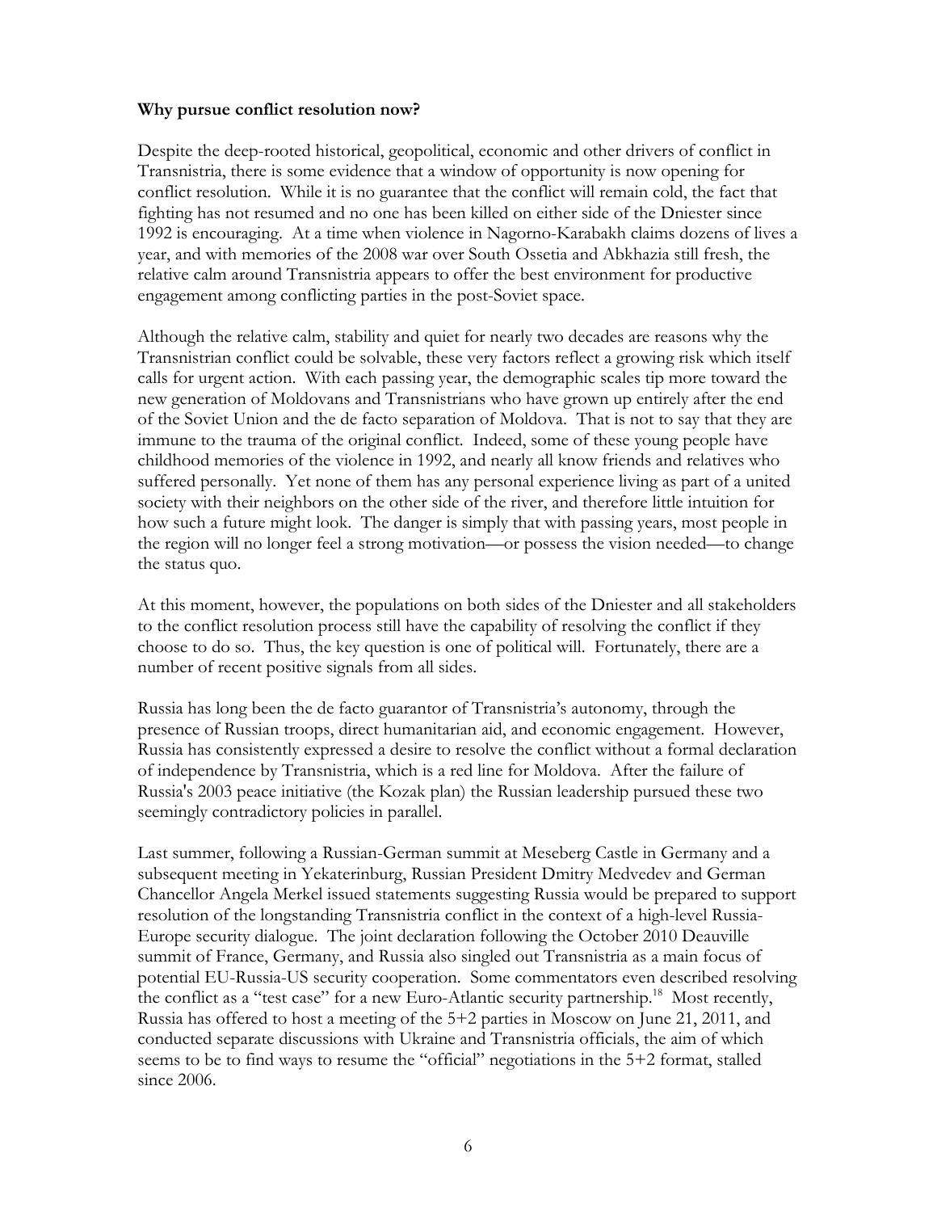**Why pursue conflict resolution now?**

Despite the deep-rooted historical, geopolitical, economic and other drivers of conflict in Transnistria, there is some evidence that a window of opportunity is now opening for conflict resolution. While it is no guarantee that the conflict will remain cold, the fact that fighting has not resumed and no one has been killed on either side of the Dniester since 1992 is encouraging. At a time when violence in Nagorno-Karabakh claims dozens of lives a year, and with memories of the 2008 war over South Ossetia and Abkhazia still fresh, the relative calm around Transnistria appears to offer the best environment for productive engagement among conflicting parties in the post-Soviet space.

Although the relative calm, stability and quiet for nearly two decades are reasons why the Transnistrian conflict could be solvable, these very factors reflect a growing risk which itself calls for urgent action. With each passing year, the demographic scales tip more toward the new generation of Moldovans and Transnistrians who have grown up entirely after the end of the Soviet Union and the de facto separation of Moldova. That is not to say that they are immune to the trauma of the original conflict. Indeed, some of these young people have childhood memories of the violence in 1992, and nearly all know friends and relatives who suffered personally. Yet none of them has any personal experience living as part of a united society with their neighbors on the other side of the river, and therefore little intuition for how such a future might look. The danger is simply that with passing years, most people in the region will no longer feel a strong motivation—or possess the vision needed—to change the status quo.

At this moment, however, the populations on both sides of the Dniester and all stakeholders to the conflict resolution process still have the capability of resolving the conflict if they choose to do so. Thus, the key question is one of political will. Fortunately, there are a number of recent positive signals from all sides.

Russia has long been the de facto guarantor of Transnistria's autonomy, through the presence of Russian troops, direct humanitarian aid, and economic engagement. However, Russia has consistently expressed a desire to resolve the conflict without a formal declaration of independence by Transnistria, which is a red line for Moldova. After the failure of Russia's 2003 peace initiative (the Kozak plan) the Russian leadership pursued these two seemingly contradictory policies in parallel.

Last summer, following a Russian-German summit at Meseberg Castle in Germany and a subsequent meeting in Yekaterinburg, Russian President Dmitry Medvedev and German Chancellor Angela Merkel issued statements suggesting Russia would be prepared to support resolution of the longstanding Transnistria conflict in the context of a high-level Russia-Europe security dialogue. The joint declaration following the October 2010 Deauville summit of France, Germany, and Russia also singled out Transnistria as a main focus of potential EU-Russia-US security cooperation. Some commentators even described resolving the conflict as a "test case" for a new Euro-Atlantic security partnership.[18] Most recently, Russia has offered to host a meeting of the 5+2 parties in Moscow on June 21, 2011, and conducted separate discussions with Ukraine and Transnistria officials, the aim of which seems to be to find ways to resume the "official" negotiations in the 5+2 format, stalled since 2006.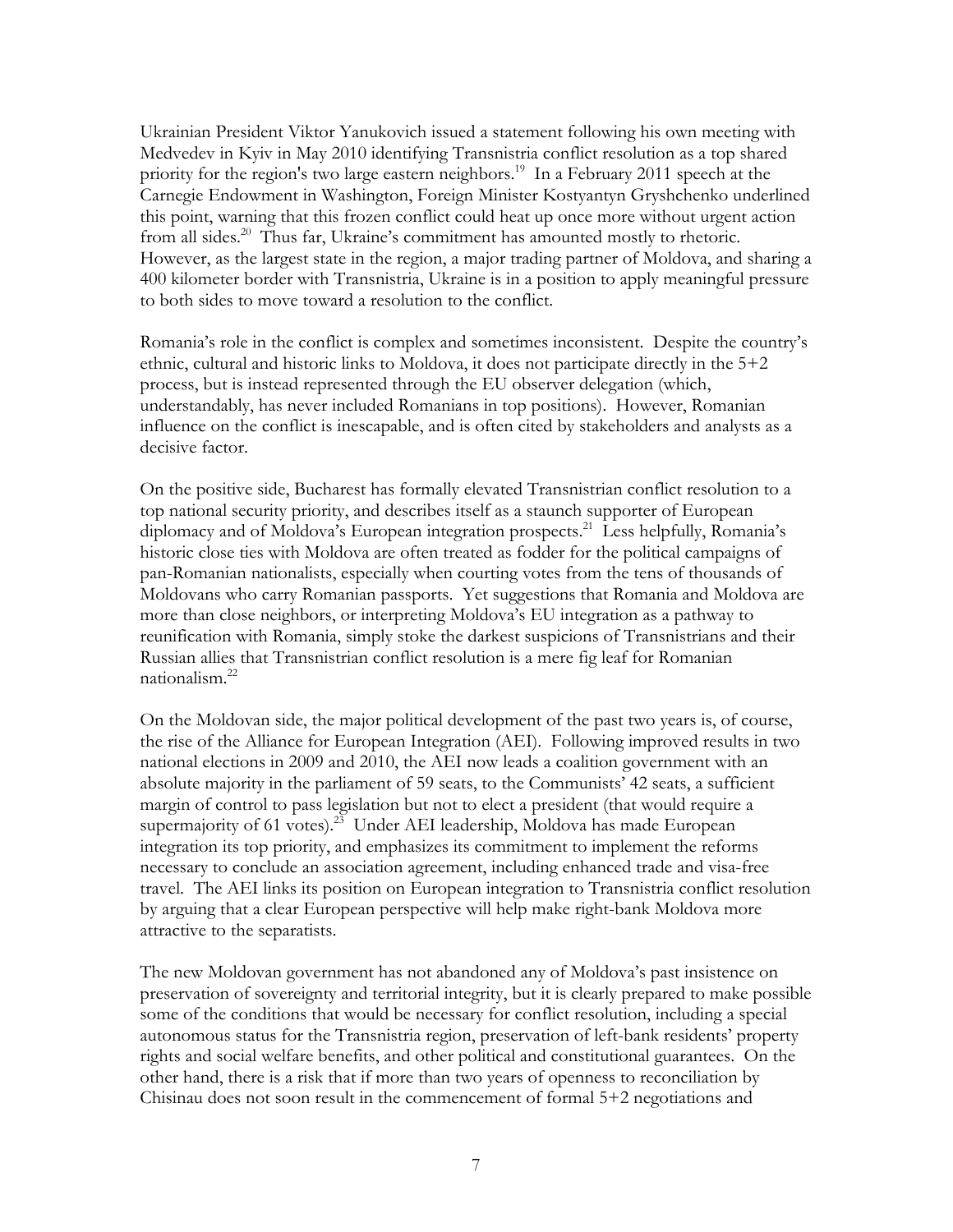Ukrainian President Viktor Yanukovich issued a statement following his own meeting with Medvedev in Kyiv in May 2010 identifying Transnistria conflict resolution as a top shared priority for the region's two large eastern neighbors.[19] In a February 2011 speech at the Carnegie Endowment in Washington, Foreign Minister Kostyantyn Gryshchenko underlined this point, warning that this frozen conflict could heat up once more without urgent action from all sides.[20] Thus far, Ukraine's commitment has amounted mostly to rhetoric. However, as the largest state in the region, a major trading partner of Moldova, and sharing a 400 kilometer border with Transnistria, Ukraine is in a position to apply meaningful pressure to both sides to move toward a resolution to the conflict.

Romania's role in the conflict is complex and sometimes inconsistent. Despite the country's ethnic, cultural and historic links to Moldova, it does not participate directly in the 5+2 process, but is instead represented through the EU observer delegation (which, understandably, has never included Romanians in top positions). However, Romanian influence on the conflict is inescapable, and is often cited by stakeholders and analysts as a decisive factor.

On the positive side, Bucharest has formally elevated Transnistrian conflict resolution to a top national security priority, and describes itself as a staunch supporter of European diplomacy and of Moldova's European integration prospects.[21] Less helpfully, Romania's historic close ties with Moldova are often treated as fodder for the political campaigns of pan-Romanian nationalists, especially when courting votes from the tens of thousands of Moldovans who carry Romanian passports. Yet suggestions that Romania and Moldova are more than close neighbors, or interpreting Moldova's EU integration as a pathway to reunification with Romania, simply stoke the darkest suspicions of Transnistrians and their Russian allies that Transnistrian conflict resolution is a mere fig leaf for Romanian nationalism.[22]

On the Moldovan side, the major political development of the past two years is, of course, the rise of the Alliance for European Integration (AEI). Following improved results in two national elections in 2009 and 2010, the AEI now leads a coalition government with an absolute majority in the parliament of 59 seats, to the Communists' 42 seats, a sufficient margin of control to pass legislation but not to elect a president (that would require a supermajority of 61 votes).[23] Under AEI leadership, Moldova has made European integration its top priority, and emphasizes its commitment to implement the reforms necessary to conclude an association agreement, including enhanced trade and visa-free travel. The AEI links its position on European integration to Transnistria conflict resolution by arguing that a clear European perspective will help make right-bank Moldova more attractive to the separatists.

The new Moldovan government has not abandoned any of Moldova's past insistence on preservation of sovereignty and territorial integrity, but it is clearly prepared to make possible some of the conditions that would be necessary for conflict resolution, including a special autonomous status for the Transnistria region, preservation of left-bank residents' property rights and social welfare benefits, and other political and constitutional guarantees. On the other hand, there is a risk that if more than two years of openness to reconciliation by Chisinau does not soon result in the commencement of formal 5+2 negotiations and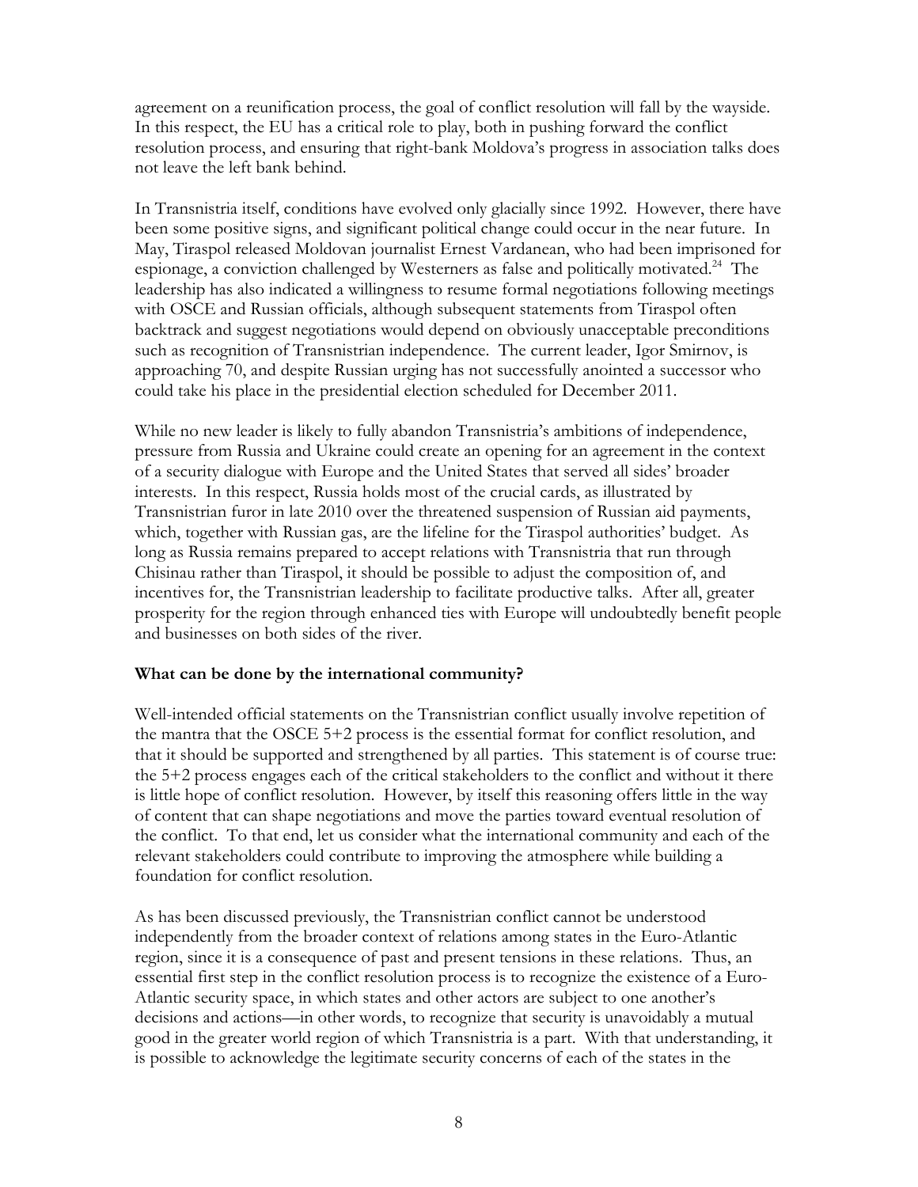agreement on a reunification process, the goal of conflict resolution will fall by the wayside. In this respect, the EU has a critical role to play, both in pushing forward the conflict resolution process, and ensuring that right-bank Moldova's progress in association talks does not leave the left bank behind.

In Transnistria itself, conditions have evolved only glacially since 1992. However, there have been some positive signs, and significant political change could occur in the near future. In May, Tiraspol released Moldovan journalist Ernest Vardanean, who had been imprisoned for espionage, a conviction challenged by Westerners as false and politically motivated.[24] The leadership has also indicated a willingness to resume formal negotiations following meetings with OSCE and Russian officials, although subsequent statements from Tiraspol often backtrack and suggest negotiations would depend on obviously unacceptable preconditions such as recognition of Transnistrian independence. The current leader, Igor Smirnov, is approaching 70, and despite Russian urging has not successfully anointed a successor who could take his place in the presidential election scheduled for December 2011.

While no new leader is likely to fully abandon Transnistria's ambitions of independence, pressure from Russia and Ukraine could create an opening for an agreement in the context of a security dialogue with Europe and the United States that served all sides' broader interests. In this respect, Russia holds most of the crucial cards, as illustrated by Transnistrian furor in late 2010 over the threatened suspension of Russian aid payments, which, together with Russian gas, are the lifeline for the Tiraspol authorities' budget. As long as Russia remains prepared to accept relations with Transnistria that run through Chisinau rather than Tiraspol, it should be possible to adjust the composition of, and incentives for, the Transnistrian leadership to facilitate productive talks. After all, greater prosperity for the region through enhanced ties with Europe will undoubtedly benefit people and businesses on both sides of the river.

**What can be done by the international community?**

Well-intended official statements on the Transnistrian conflict usually involve repetition of the mantra that the OSCE 5+2 process is the essential format for conflict resolution, and that it should be supported and strengthened by all parties. This statement is of course true: the 5+2 process engages each of the critical stakeholders to the conflict and without it there is little hope of conflict resolution. However, by itself this reasoning offers little in the way of content that can shape negotiations and move the parties toward eventual resolution of the conflict. To that end, let us consider what the international community and each of the relevant stakeholders could contribute to improving the atmosphere while building a foundation for conflict resolution.

As has been discussed previously, the Transnistrian conflict cannot be understood independently from the broader context of relations among states in the Euro-Atlantic region, since it is a consequence of past and present tensions in these relations. Thus, an essential first step in the conflict resolution process is to recognize the existence of a Euro-Atlantic security space, in which states and other actors are subject to one another's decisions and actions—in other words, to recognize that security is unavoidably a mutual good in the greater world region of which Transnistria is a part. With that understanding, it is possible to acknowledge the legitimate security concerns of each of the states in the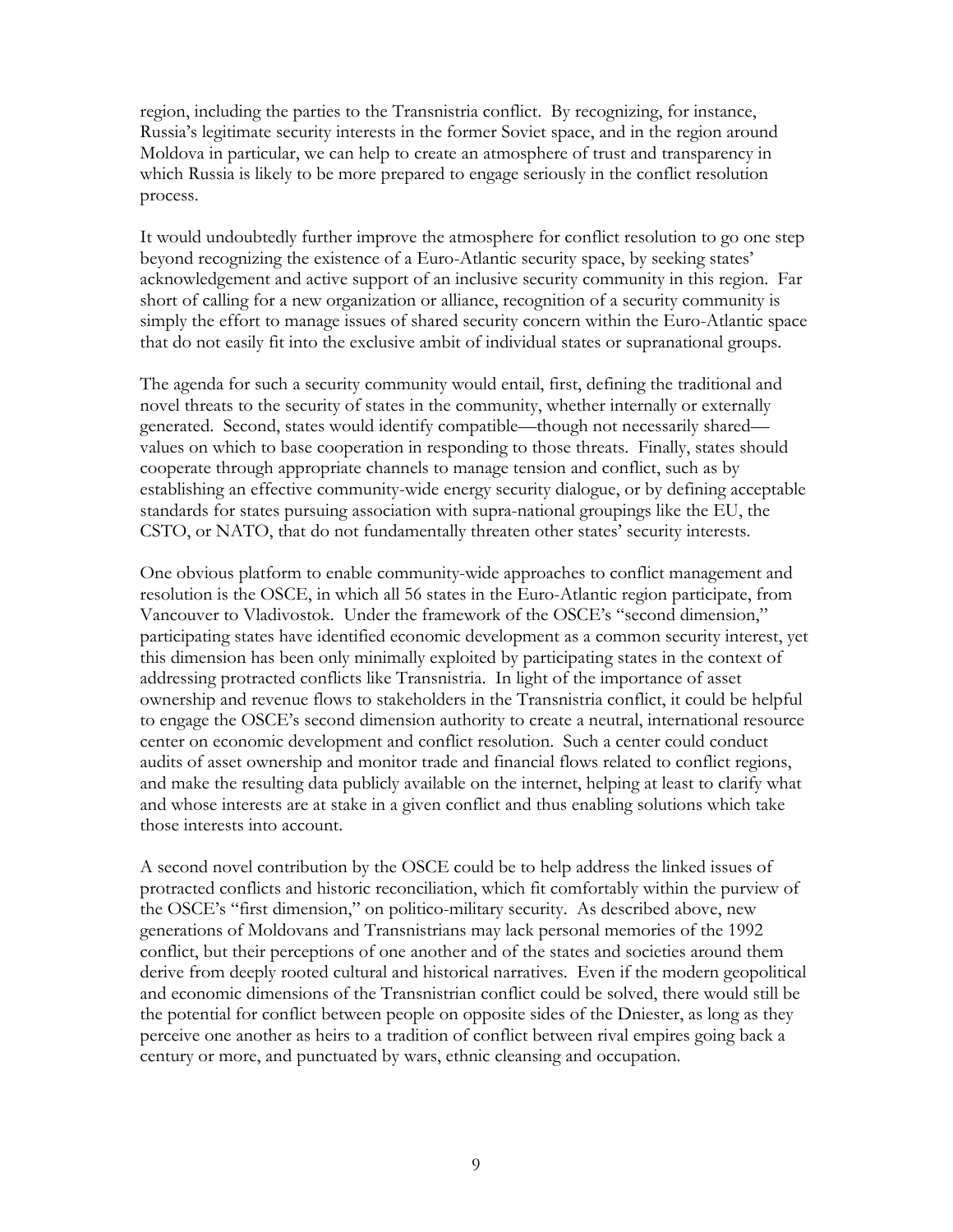region, including the parties to the Transnistria conflict. By recognizing, for instance, Russia's legitimate security interests in the former Soviet space, and in the region around Moldova in particular, we can help to create an atmosphere of trust and transparency in which Russia is likely to be more prepared to engage seriously in the conflict resolution process.

It would undoubtedly further improve the atmosphere for conflict resolution to go one step beyond recognizing the existence of a Euro-Atlantic security space, by seeking states' acknowledgement and active support of an inclusive security community in this region. Far short of calling for a new organization or alliance, recognition of a security community is simply the effort to manage issues of shared security concern within the Euro-Atlantic space that do not easily fit into the exclusive ambit of individual states or supranational groups.

The agenda for such a security community would entail, first, defining the traditional and novel threats to the security of states in the community, whether internally or externally generated. Second, states would identify compatible—though not necessarily shared—values on which to base cooperation in responding to those threats. Finally, states should cooperate through appropriate channels to manage tension and conflict, such as by establishing an effective community-wide energy security dialogue, or by defining acceptable standards for states pursuing association with supra-national groupings like the EU, the CSTO, or NATO, that do not fundamentally threaten other states' security interests.

One obvious platform to enable community-wide approaches to conflict management and resolution is the OSCE, in which all 56 states in the Euro-Atlantic region participate, from Vancouver to Vladivostok. Under the framework of the OSCE's "second dimension," participating states have identified economic development as a common security interest, yet this dimension has been only minimally exploited by participating states in the context of addressing protracted conflicts like Transnistria. In light of the importance of asset ownership and revenue flows to stakeholders in the Transnistria conflict, it could be helpful to engage the OSCE's second dimension authority to create a neutral, international resource center on economic development and conflict resolution. Such a center could conduct audits of asset ownership and monitor trade and financial flows related to conflict regions, and make the resulting data publicly available on the internet, helping at least to clarify what and whose interests are at stake in a given conflict and thus enabling solutions which take those interests into account.

A second novel contribution by the OSCE could be to help address the linked issues of protracted conflicts and historic reconciliation, which fit comfortably within the purview of the OSCE's "first dimension," on politico-military security. As described above, new generations of Moldovans and Transnistrians may lack personal memories of the 1992 conflict, but their perceptions of one another and of the states and societies around them derive from deeply rooted cultural and historical narratives. Even if the modern geopolitical and economic dimensions of the Transnistrian conflict could be solved, there would still be the potential for conflict between people on opposite sides of the Dniester, as long as they perceive one another as heirs to a tradition of conflict between rival empires going back a century or more, and punctuated by wars, ethnic cleansing and occupation.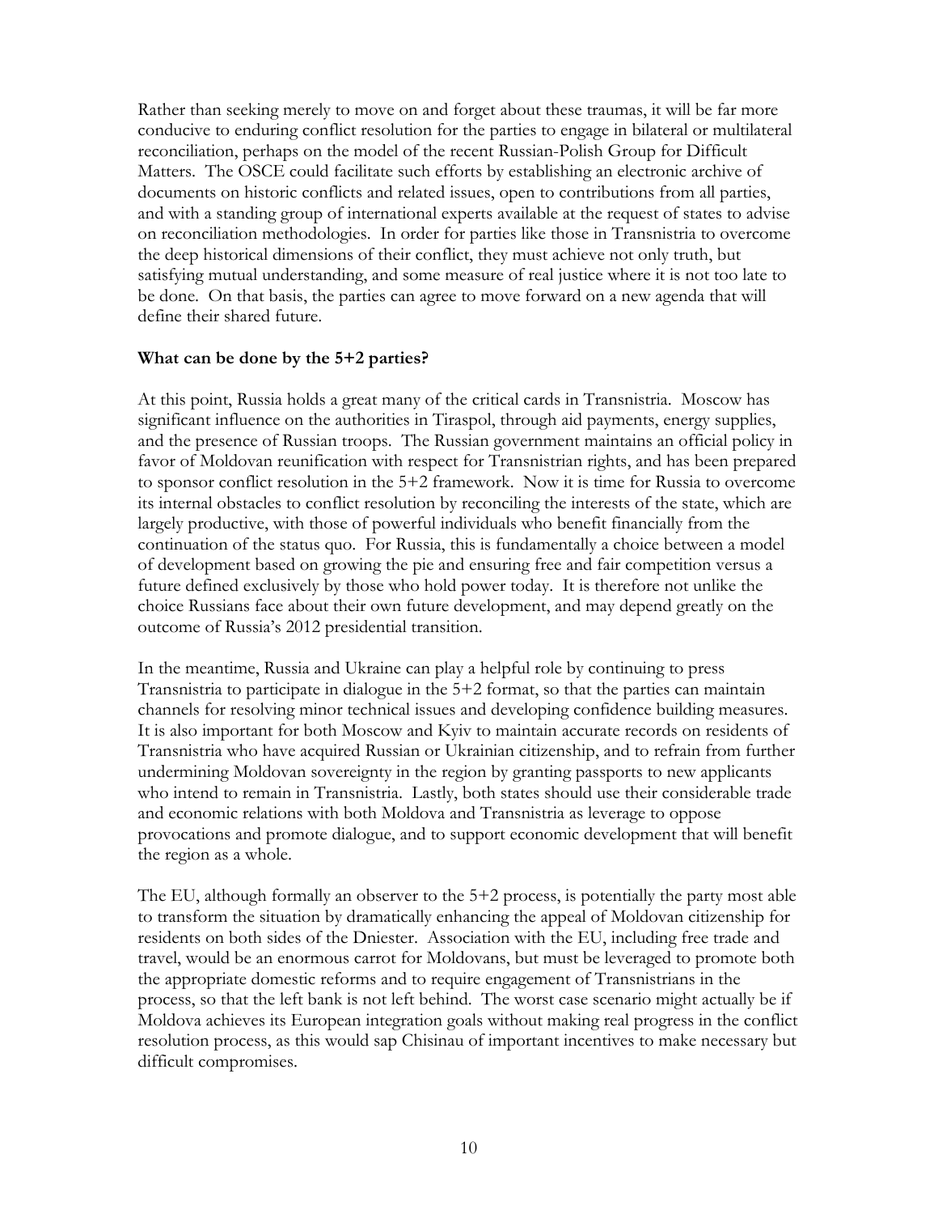Rather than seeking merely to move on and forget about these traumas, it will be far more conducive to enduring conflict resolution for the parties to engage in bilateral or multilateral reconciliation, perhaps on the model of the recent Russian-Polish Group for Difficult Matters. The OSCE could facilitate such efforts by establishing an electronic archive of documents on historic conflicts and related issues, open to contributions from all parties, and with a standing group of international experts available at the request of states to advise on reconciliation methodologies. In order for parties like those in Transnistria to overcome the deep historical dimensions of their conflict, they must achieve not only truth, but satisfying mutual understanding, and some measure of real justice where it is not too late to be done. On that basis, the parties can agree to move forward on a new agenda that will define their shared future.

**What can be done by the 5+2 parties?**

At this point, Russia holds a great many of the critical cards in Transnistria. Moscow has significant influence on the authorities in Tiraspol, through aid payments, energy supplies, and the presence of Russian troops. The Russian government maintains an official policy in favor of Moldovan reunification with respect for Transnistrian rights, and has been prepared to sponsor conflict resolution in the 5+2 framework. Now it is time for Russia to overcome its internal obstacles to conflict resolution by reconciling the interests of the state, which are largely productive, with those of powerful individuals who benefit financially from the continuation of the status quo. For Russia, this is fundamentally a choice between a model of development based on growing the pie and ensuring free and fair competition versus a future defined exclusively by those who hold power today. It is therefore not unlike the choice Russians face about their own future development, and may depend greatly on the outcome of Russia's 2012 presidential transition.

In the meantime, Russia and Ukraine can play a helpful role by continuing to press Transnistria to participate in dialogue in the 5+2 format, so that the parties can maintain channels for resolving minor technical issues and developing confidence building measures. It is also important for both Moscow and Kyiv to maintain accurate records on residents of Transnistria who have acquired Russian or Ukrainian citizenship, and to refrain from further undermining Moldovan sovereignty in the region by granting passports to new applicants who intend to remain in Transnistria. Lastly, both states should use their considerable trade and economic relations with both Moldova and Transnistria as leverage to oppose provocations and promote dialogue, and to support economic development that will benefit the region as a whole.

The EU, although formally an observer to the 5+2 process, is potentially the party most able to transform the situation by dramatically enhancing the appeal of Moldovan citizenship for residents on both sides of the Dniester. Association with the EU, including free trade and travel, would be an enormous carrot for Moldovans, but must be leveraged to promote both the appropriate domestic reforms and to require engagement of Transnistrians in the process, so that the left bank is not left behind. The worst case scenario might actually be if Moldova achieves its European integration goals without making real progress in the conflict resolution process, as this would sap Chisinau of important incentives to make necessary but difficult compromises.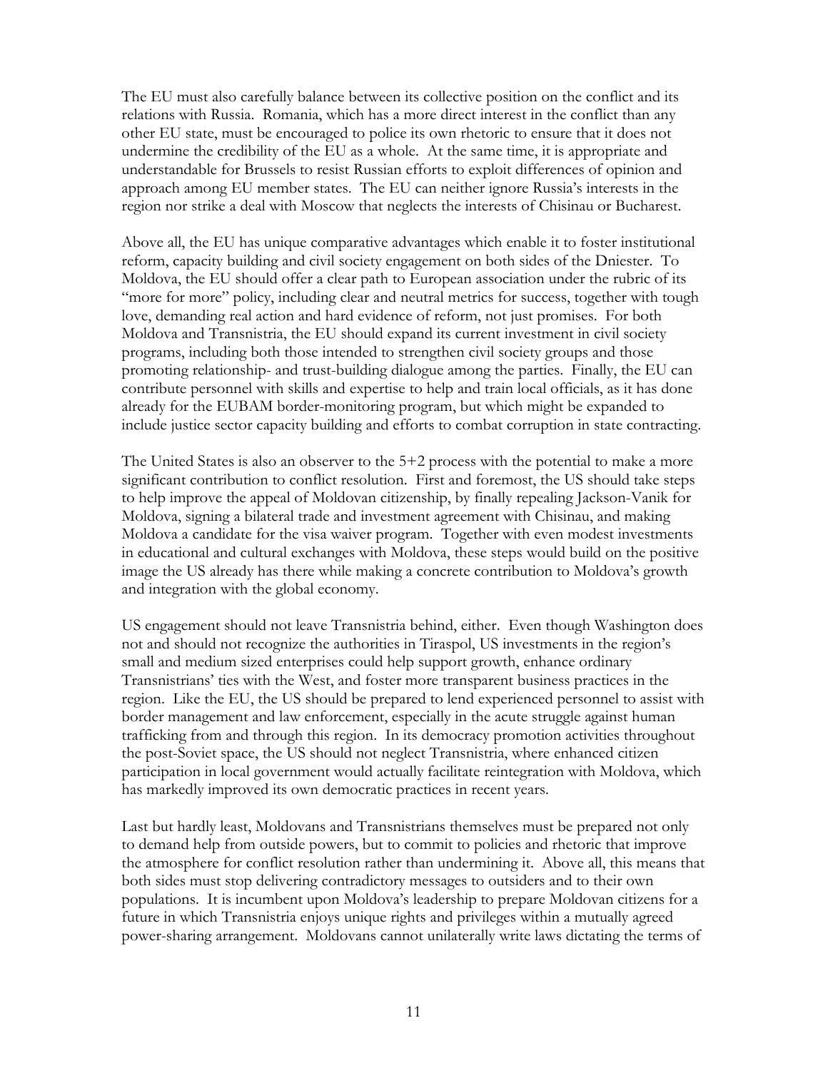The EU must also carefully balance between its collective position on the conflict and its relations with Russia. Romania, which has a more direct interest in the conflict than any other EU state, must be encouraged to police its own rhetoric to ensure that it does not undermine the credibility of the EU as a whole. At the same time, it is appropriate and understandable for Brussels to resist Russian efforts to exploit differences of opinion and approach among EU member states. The EU can neither ignore Russia's interests in the region nor strike a deal with Moscow that neglects the interests of Chisinau or Bucharest.

Above all, the EU has unique comparative advantages which enable it to foster institutional reform, capacity building and civil society engagement on both sides of the Dniester. To Moldova, the EU should offer a clear path to European association under the rubric of its "more for more" policy, including clear and neutral metrics for success, together with tough love, demanding real action and hard evidence of reform, not just promises. For both Moldova and Transnistria, the EU should expand its current investment in civil society programs, including both those intended to strengthen civil society groups and those promoting relationship- and trust-building dialogue among the parties. Finally, the EU can contribute personnel with skills and expertise to help and train local officials, as it has done already for the EUBAM border-monitoring program, but which might be expanded to include justice sector capacity building and efforts to combat corruption in state contracting.

The United States is also an observer to the 5+2 process with the potential to make a more significant contribution to conflict resolution. First and foremost, the US should take steps to help improve the appeal of Moldovan citizenship, by finally repealing Jackson-Vanik for Moldova, signing a bilateral trade and investment agreement with Chisinau, and making Moldova a candidate for the visa waiver program. Together with even modest investments in educational and cultural exchanges with Moldova, these steps would build on the positive image the US already has there while making a concrete contribution to Moldova's growth and integration with the global economy.

US engagement should not leave Transnistria behind, either. Even though Washington does not and should not recognize the authorities in Tiraspol, US investments in the region's small and medium sized enterprises could help support growth, enhance ordinary Transnistrians' ties with the West, and foster more transparent business practices in the region. Like the EU, the US should be prepared to lend experienced personnel to assist with border management and law enforcement, especially in the acute struggle against human trafficking from and through this region. In its democracy promotion activities throughout the post-Soviet space, the US should not neglect Transnistria, where enhanced citizen participation in local government would actually facilitate reintegration with Moldova, which has markedly improved its own democratic practices in recent years.

Last but hardly least, Moldovans and Transnistrians themselves must be prepared not only to demand help from outside powers, but to commit to policies and rhetoric that improve the atmosphere for conflict resolution rather than undermining it. Above all, this means that both sides must stop delivering contradictory messages to outsiders and to their own populations. It is incumbent upon Moldova's leadership to prepare Moldovan citizens for a future in which Transnistria enjoys unique rights and privileges within a mutually agreed power-sharing arrangement. Moldovans cannot unilaterally write laws dictating the terms of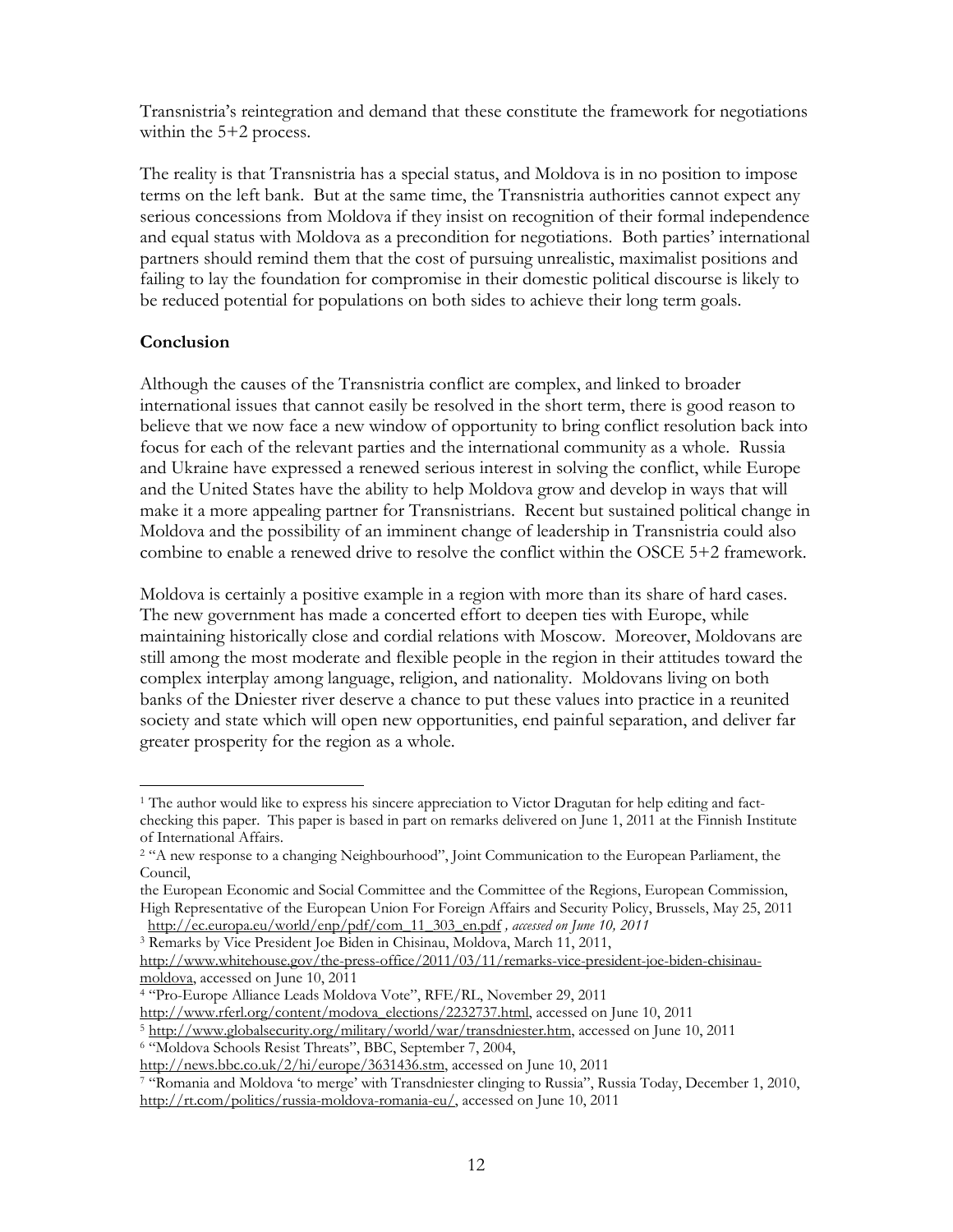Transnistria's reintegration and demand that these constitute the framework for negotiations within the 5+2 process.

The reality is that Transnistria has a special status, and Moldova is in no position to impose terms on the left bank. But at the same time, the Transnistria authorities cannot expect any serious concessions from Moldova if they insist on recognition of their formal independence and equal status with Moldova as a precondition for negotiations. Both parties' international partners should remind them that the cost of pursuing unrealistic, maximalist positions and failing to lay the foundation for compromise in their domestic political discourse is likely to be reduced potential for populations on both sides to achieve their long term goals.

**Conclusion**

Although the causes of the Transnistria conflict are complex, and linked to broader international issues that cannot easily be resolved in the short term, there is good reason to believe that we now face a new window of opportunity to bring conflict resolution back into focus for each of the relevant parties and the international community as a whole. Russia and Ukraine have expressed a renewed serious interest in solving the conflict, while Europe and the United States have the ability to help Moldova grow and develop in ways that will make it a more appealing partner for Transnistrians. Recent but sustained political change in Moldova and the possibility of an imminent change of leadership in Transnistria could also combine to enable a renewed drive to resolve the conflict within the OSCE 5+2 framework.

Moldova is certainly a positive example in a region with more than its share of hard cases. The new government has made a concerted effort to deepen ties with Europe, while maintaining historically close and cordial relations with Moscow. Moreover, Moldovans are still among the most moderate and flexible people in the region in their attitudes toward the complex interplay among language, religion, and nationality. Moldovans living on both banks of the Dniester river deserve a chance to put these values into practice in a reunited society and state which will open new opportunities, end painful separation, and deliver far greater prosperity for the region as a whole.

---

[1] The author would like to express his sincere appreciation to Victor Dragutan for help editing and fact-checking this paper. This paper is based in part on remarks delivered on June 1, 2011 at the Finnish Institute of International Affairs.

[2] "A new response to a changing Neighbourhood", Joint Communication to the European Parliament, the Council,
the European Economic and Social Committee and the Committee of the Regions, European Commission, High Representative of the European Union For Foreign Affairs and Security Policy, Brussels, May 25, 2011 http://ec.europa.eu/world/enp/pdf/com_11_303_en.pdf *, accessed on June 10, 2011*

[3] Remarks by Vice President Joe Biden in Chisinau, Moldova, March 11, 2011, http://www.whitehouse.gov/the-press-office/2011/03/11/remarks-vice-president-joe-biden-chisinau-moldova, accessed on June 10, 2011

[4] "Pro-Europe Alliance Leads Moldova Vote", RFE/RL, November 29, 2011 http://www.rferl.org/content/modova_elections/2232737.html, accessed on June 10, 2011

[5] http://www.globalsecurity.org/military/world/war/transdniester.htm, accessed on June 10, 2011

[6] "Moldova Schools Resist Threats", BBC, September 7, 2004, http://news.bbc.co.uk/2/hi/europe/3631436.stm, accessed on June 10, 2011

[7] "Romania and Moldova 'to merge' with Transdniester clinging to Russia", Russia Today, December 1, 2010, http://rt.com/politics/russia-moldova-romania-eu/, accessed on June 10, 2011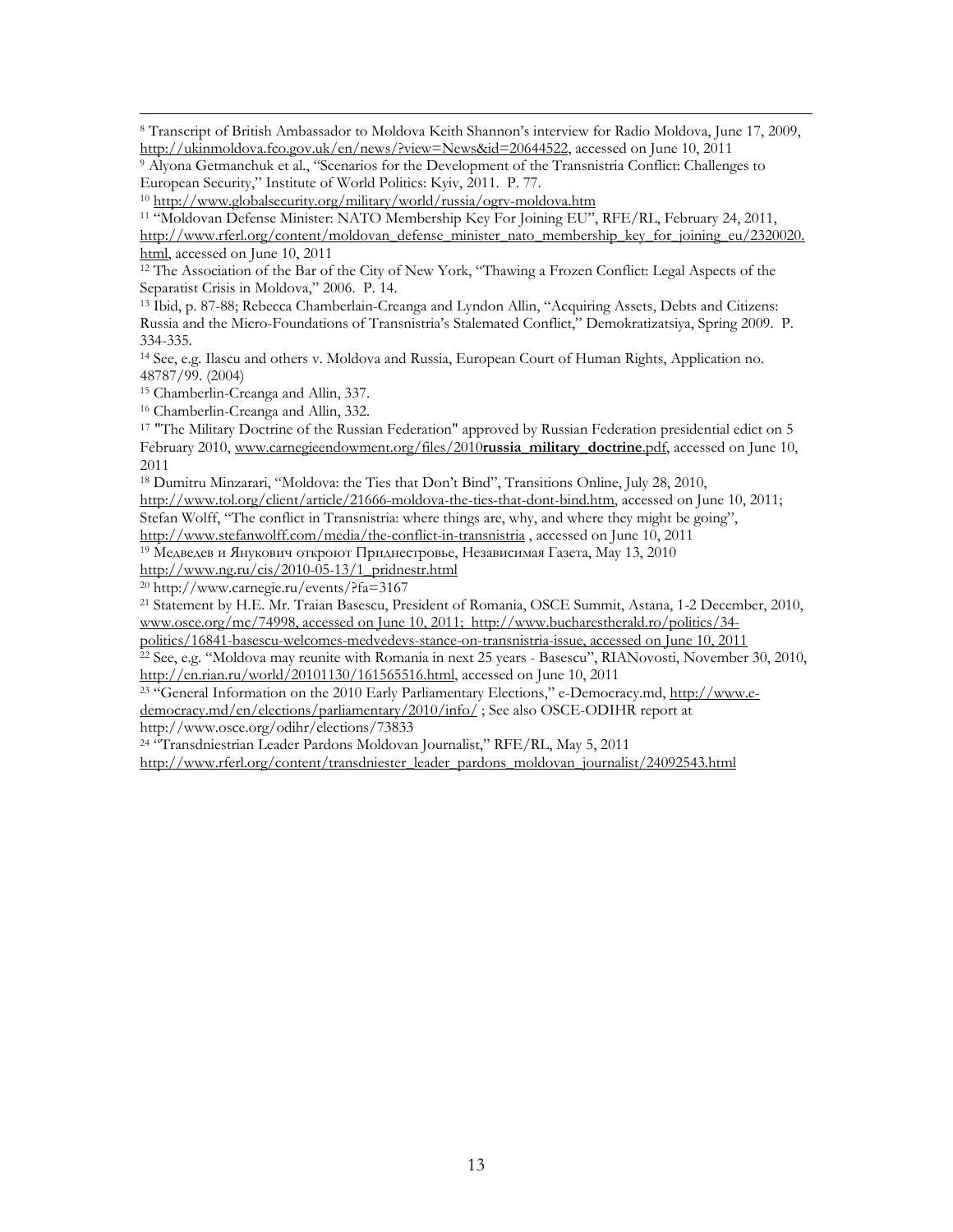[8] Transcript of British Ambassador to Moldova Keith Shannon's interview for Radio Moldova, June 17, 2009, http://ukinmoldova.fco.gov.uk/en/news/?view=News&id=20644522, accessed on June 10, 2011

[9] Alyona Getmanchuk et al., "Scenarios for the Development of the Transnistria Conflict: Challenges to European Security," Institute of World Politics: Kyiv, 2011. P. 77.

[10] http://www.globalsecurity.org/military/world/russia/ogrv-moldova.htm

[11] "Moldovan Defense Minister: NATO Membership Key For Joining EU", RFE/RL, February 24, 2011, http://www.rferl.org/content/moldovan_defense_minister_nato_membership_key_for_joining_eu/2320020.html, accessed on June 10, 2011

[12] The Association of the Bar of the City of New York, "Thawing a Frozen Conflict: Legal Aspects of the Separatist Crisis in Moldova," 2006. P. 14.

[13] Ibid, p. 87-88; Rebecca Chamberlain-Creanga and Lyndon Allin, "Acquiring Assets, Debts and Citizens: Russia and the Micro-Foundations of Transnistria's Stalemated Conflict," Demokratizatsiya, Spring 2009. P. 334-335.

[14] See, e.g. Ilascu and others v. Moldova and Russia, European Court of Human Rights, Application no. 48787/99. (2004)

[15] Chamberlin-Creanga and Allin, 337.

[16] Chamberlin-Creanga and Allin, 332.

[17] "The Military Doctrine of the Russian Federation" approved by Russian Federation presidential edict on 5 February 2010, www.carnegieendowment.org/files/2010**russia_military_doctrine**.pdf, accessed on June 10, 2011

[18] Dumitru Minzarari, "Moldova: the Ties that Don't Bind", Transitions Online, July 28, 2010, http://www.tol.org/client/article/21666-moldova-the-ties-that-dont-bind.htm, accessed on June 10, 2011; Stefan Wolff, "The conflict in Transnistria: where things are, why, and where they might be going", http://www.stefanwolff.com/media/the-conflict-in-transnistria , accessed on June 10, 2011

[19] Медведев и Янукович откроют Приднестровье, Независимая Газета, May 13, 2010 http://www.ng.ru/cis/2010-05-13/1_pridnestr.html

[20] http://www.carnegie.ru/events/?fa=3167

[21] Statement by H.E. Mr. Traian Basescu, President of Romania, OSCE Summit, Astana, 1-2 December, 2010, www.osce.org/mc/74998, accessed on June 10, 2011; http://www.bucharestherald.ro/politics/34-politics/16841-basescu-welcomes-medvedevs-stance-on-transnistria-issue, accessed on June 10, 2011

[22] See, e.g. "Moldova may reunite with Romania in next 25 years - Basescu", RIANovosti, November 30, 2010, http://en.rian.ru/world/20101130/161565516.html, accessed on June 10, 2011

[23] "General Information on the 2010 Early Parliamentary Elections," e-Democracy.md, http://www.e-democracy.md/en/elections/parliamentary/2010/info/ ; See also OSCE-ODIHR report at http://www.osce.org/odihr/elections/73833

[24] "Transdniestrian Leader Pardons Moldovan Journalist," RFE/RL, May 5, 2011 http://www.rferl.org/content/transdniester_leader_pardons_moldovan_journalist/24092543.html